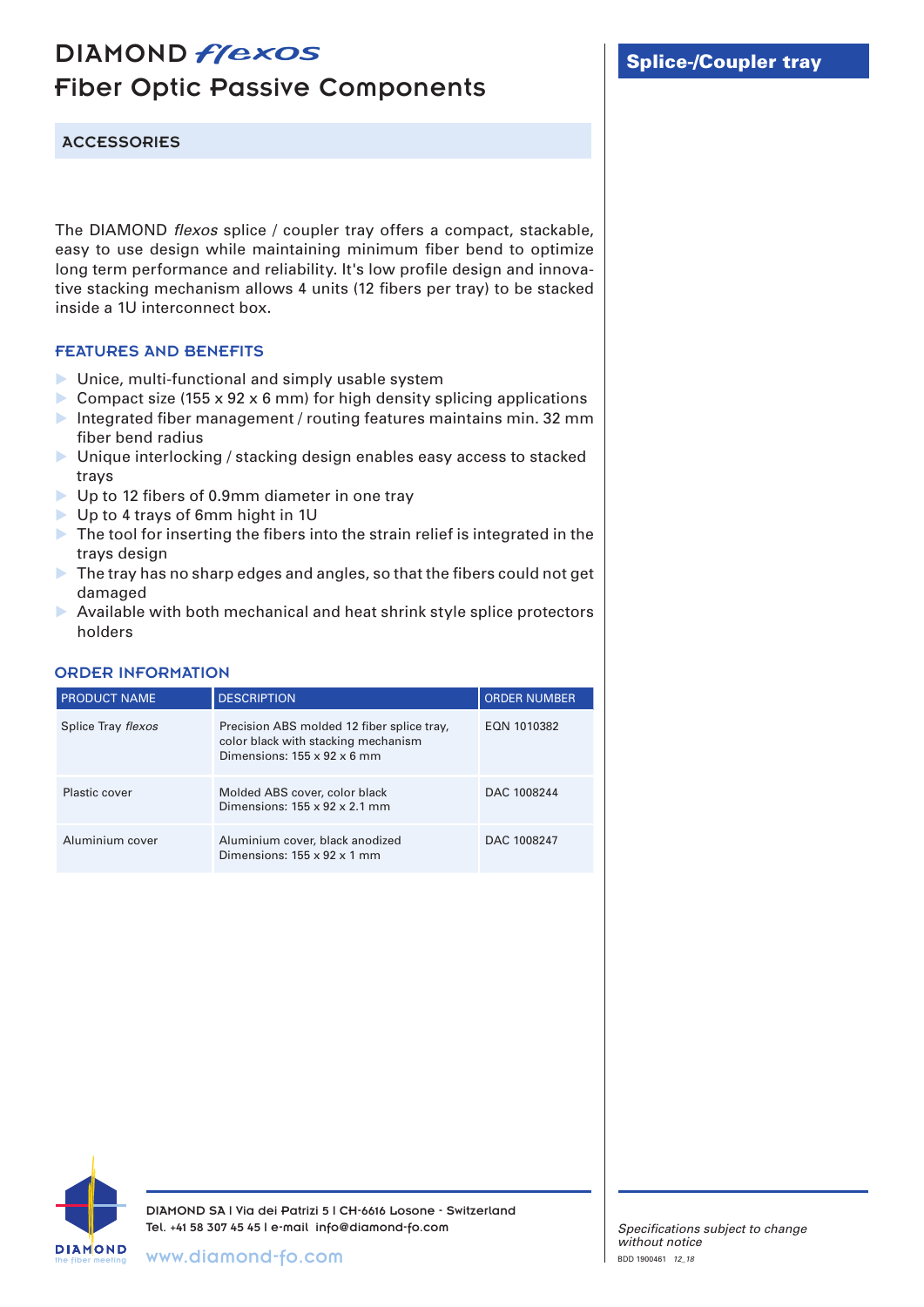# DIAMOND *flexos*
## Fiber Optic Passive Components

**ACCESSORIES**

## Splice-/Coupler tray

The DIAMOND *flexos* splice / coupler tray offers a compact, stackable, easy to use design while maintaining minimum fiber bend to optimize long term performance and reliability. It's low profile design and innovative stacking mechanism allows 4 units (12 fibers per tray) to be stacked inside a 1U interconnect box.

### FEATURES AND BENEFITS

- Unice, multi-functional and simply usable system
- Compact size (155 x 92 x 6 mm) for high density splicing applications
- Integrated fiber management / routing features maintains min. 32 mm fiber bend radius
- Unique interlocking / stacking design enables easy access to stacked trays
- Up to 12 fibers of 0.9mm diameter in one tray
- Up to 4 trays of 6mm hight in 1U
- The tool for inserting the fibers into the strain relief is integrated in the trays design
- The tray has no sharp edges and angles, so that the fibers could not get damaged
- Available with both mechanical and heat shrink style splice protectors holders

### ORDER INFORMATION

| PRODUCT NAME | DESCRIPTION | ORDER NUMBER |
|---|---|---|
| Splice Tray *flexos* | Precision ABS molded 12 fiber splice tray, color black with stacking mechanism Dimensions: 155 x 92 x 6 mm | EQN 1010382 |
| Plastic cover | Molded ABS cover, color black Dimensions: 155 x 92 x 2.1 mm | DAC 1008244 |
| Aluminium cover | Aluminium cover, black anodized Dimensions: 155 x 92 x 1 mm | DAC 1008247 |

DIAMOND SA | Via dei Patrizi 5 | CH-6616 Losone - Switzerland
Tel. +41 58 307 45 45 | e-mail info@diamond-fo.com

www.diamond-fo.com

*Specifications subject to change without notice*

BDD 1900461 *12_18*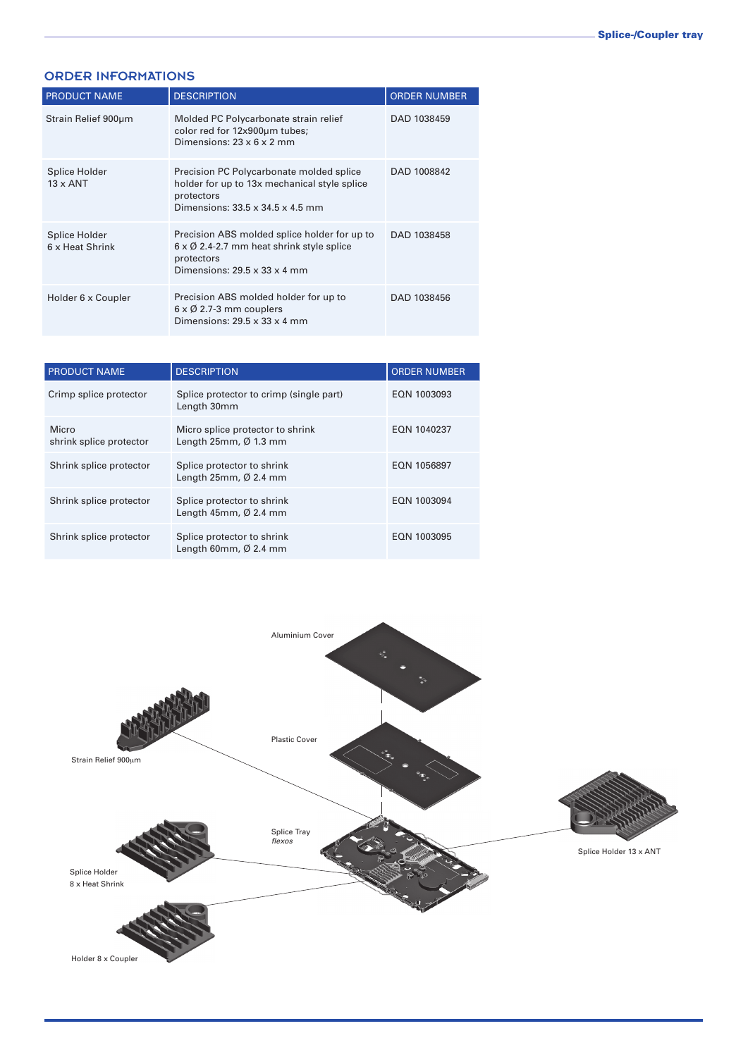## ORDER INFORMATIONS

| PRODUCT NAME | DESCRIPTION | ORDER NUMBER |
|---|---|---|
| Strain Relief 900µm | Molded PC Polycarbonate strain relief color red for 12x900µm tubes; Dimensions: 23 x 6 x 2 mm | DAD 1038459 |
| Splice Holder 13 x ANT | Precision PC Polycarbonate molded splice holder for up to 13x mechanical style splice protectors Dimensions: 33.5 x 34.5 x 4.5 mm | DAD 1008842 |
| Splice Holder 6 x Heat Shrink | Precision ABS molded splice holder for up to 6 x Ø 2.4-2.7 mm heat shrink style splice protectors Dimensions: 29.5 x 33 x 4 mm | DAD 1038458 |
| Holder 6 x Coupler | Precision ABS molded holder for up to 6 x Ø 2.7-3 mm couplers Dimensions: 29.5 x 33 x 4 mm | DAD 1038456 |

| PRODUCT NAME | DESCRIPTION | ORDER NUMBER |
|---|---|---|
| Crimp splice protector | Splice protector to crimp (single part) Length 30mm | EQN 1003093 |
| Micro shrink splice protector | Micro splice protector to shrink Length 25mm, Ø 1.3 mm | EQN 1040237 |
| Shrink splice protector | Splice protector to shrink Length 25mm, Ø 2.4 mm | EQN 1056897 |
| Shrink splice protector | Splice protector to shrink Length 45mm, Ø 2.4 mm | EQN 1003094 |
| Shrink splice protector | Splice protector to shrink Length 60mm, Ø 2.4 mm | EQN 1003095 |

Aluminium Cover

Plastic Cover

Strain Relief 900µm

Splice Tray
*flexos*

Splice Holder 13 x ANT

Splice Holder
8 x Heat Shrink

Holder 8 x Coupler